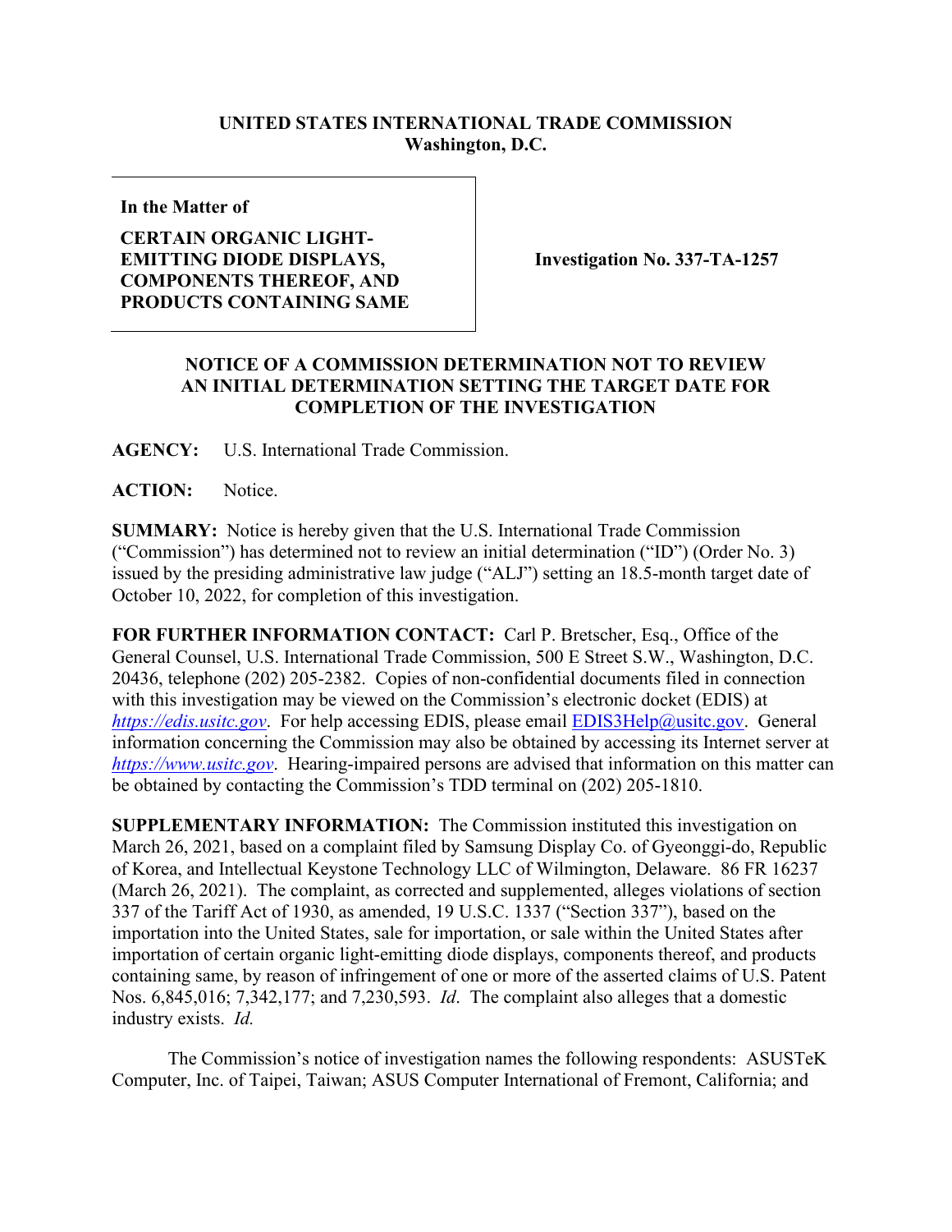**UNITED STATES INTERNATIONAL TRADE COMMISSION**
**Washington, D.C.**

| **In the Matter of**<br><br>**CERTAIN ORGANIC LIGHT-EMITTING DIODE DISPLAYS, COMPONENTS THEREOF, AND PRODUCTS CONTAINING SAME** | **Investigation No. 337-TA-1257** |
|---|---|

**NOTICE OF A COMMISSION DETERMINATION NOT TO REVIEW AN INITIAL DETERMINATION SETTING THE TARGET DATE FOR COMPLETION OF THE INVESTIGATION**

**AGENCY:** U.S. International Trade Commission.

**ACTION:** Notice.

**SUMMARY:** Notice is hereby given that the U.S. International Trade Commission ("Commission") has determined not to review an initial determination ("ID") (Order No. 3) issued by the presiding administrative law judge ("ALJ") setting an 18.5-month target date of October 10, 2022, for completion of this investigation.

**FOR FURTHER INFORMATION CONTACT:** Carl P. Bretscher, Esq., Office of the General Counsel, U.S. International Trade Commission, 500 E Street S.W., Washington, D.C. 20436, telephone (202) 205-2382. Copies of non-confidential documents filed in connection with this investigation may be viewed on the Commission's electronic docket (EDIS) at *https://edis.usitc.gov*. For help accessing EDIS, please email EDIS3Help@usitc.gov. General information concerning the Commission may also be obtained by accessing its Internet server at *https://www.usitc.gov*. Hearing-impaired persons are advised that information on this matter can be obtained by contacting the Commission's TDD terminal on (202) 205-1810.

**SUPPLEMENTARY INFORMATION:** The Commission instituted this investigation on March 26, 2021, based on a complaint filed by Samsung Display Co. of Gyeonggi-do, Republic of Korea, and Intellectual Keystone Technology LLC of Wilmington, Delaware. 86 FR 16237 (March 26, 2021). The complaint, as corrected and supplemented, alleges violations of section 337 of the Tariff Act of 1930, as amended, 19 U.S.C. 1337 ("Section 337"), based on the importation into the United States, sale for importation, or sale within the United States after importation of certain organic light-emitting diode displays, components thereof, and products containing same, by reason of infringement of one or more of the asserted claims of U.S. Patent Nos. 6,845,016; 7,342,177; and 7,230,593. *Id*. The complaint also alleges that a domestic industry exists. *Id.*

The Commission's notice of investigation names the following respondents: ASUSTeK Computer, Inc. of Taipei, Taiwan; ASUS Computer International of Fremont, California; and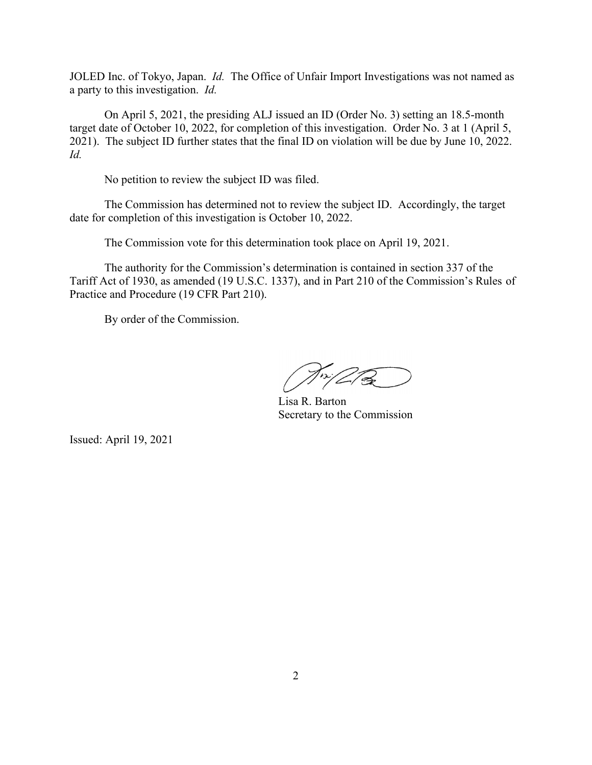JOLED Inc. of Tokyo, Japan. *Id.* The Office of Unfair Import Investigations was not named as a party to this investigation. *Id.*

On April 5, 2021, the presiding ALJ issued an ID (Order No. 3) setting an 18.5-month target date of October 10, 2022, for completion of this investigation. Order No. 3 at 1 (April 5, 2021). The subject ID further states that the final ID on violation will be due by June 10, 2022. *Id.*

No petition to review the subject ID was filed.

The Commission has determined not to review the subject ID. Accordingly, the target date for completion of this investigation is October 10, 2022.

The Commission vote for this determination took place on April 19, 2021.

The authority for the Commission's determination is contained in section 337 of the Tariff Act of 1930, as amended (19 U.S.C. 1337), and in Part 210 of the Commission's Rules of Practice and Procedure (19 CFR Part 210).

By order of the Commission.

Lisa R. Barton
Secretary to the Commission

Issued: April 19, 2021